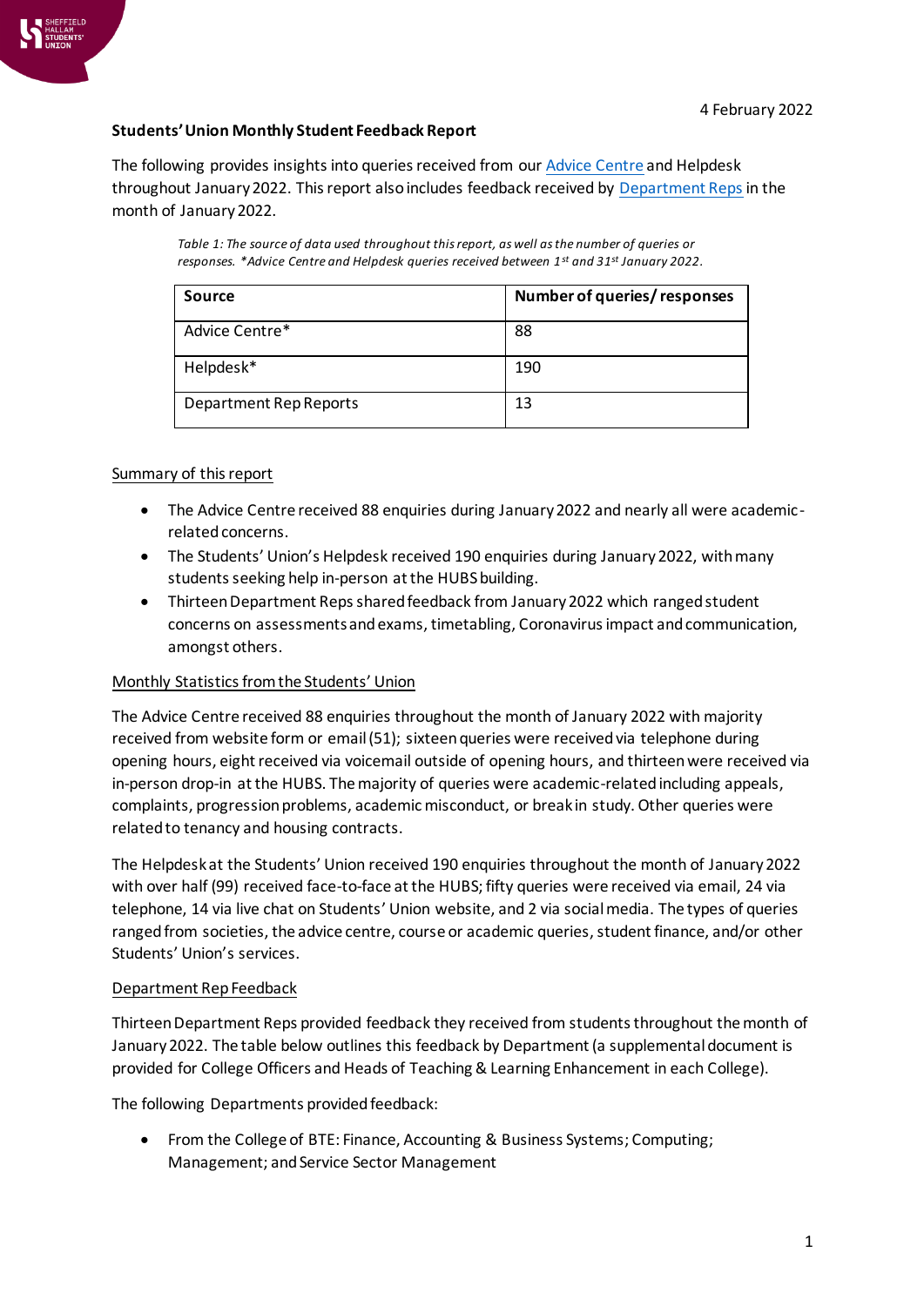4 February 2022

**Students' Union Monthly Student Feedback Report**

The following provides insights into queries received from our Advice Centre and Helpdesk throughout January 2022. This report also includes feedback received by Department Reps in the month of January 2022.

*Table 1: The source of data used throughout this report, as well as the number of queries or responses. \*Advice Centre and Helpdesk queries received between 1st and 31st January 2022.*

| Source | Number of queries/ responses |
|---|---|
| Advice Centre* | 88 |
| Helpdesk* | 190 |
| Department Rep Reports | 13 |

## Summary of this report

- The Advice Centre received 88 enquiries during January 2022 and nearly all were academic-related concerns.
- The Students' Union's Helpdesk received 190 enquiries during January 2022, with many students seeking help in-person at the HUBS building.
- Thirteen Department Reps shared feedback from January 2022 which ranged student concerns on assessments and exams, timetabling, Coronavirus impact and communication, amongst others.

## Monthly Statistics from the Students' Union

The Advice Centre received 88 enquiries throughout the month of January 2022 with majority received from website form or email (51); sixteen queries were received via telephone during opening hours, eight received via voicemail outside of opening hours, and thirteen were received via in-person drop-in at the HUBS. The majority of queries were academic-related including appeals, complaints, progression problems, academic misconduct, or break in study. Other queries were related to tenancy and housing contracts.

The Helpdesk at the Students' Union received 190 enquiries throughout the month of January 2022 with over half (99) received face-to-face at the HUBS; fifty queries were received via email, 24 via telephone, 14 via live chat on Students' Union website, and 2 via social media. The types of queries ranged from societies, the advice centre, course or academic queries, student finance, and/or other Students' Union's services.

## Department Rep Feedback

Thirteen Department Reps provided feedback they received from students throughout the month of January 2022. The table below outlines this feedback by Department (a supplemental document is provided for College Officers and Heads of Teaching & Learning Enhancement in each College).

The following Departments provided feedback:

- From the College of BTE: Finance, Accounting & Business Systems; Computing; Management; and Service Sector Management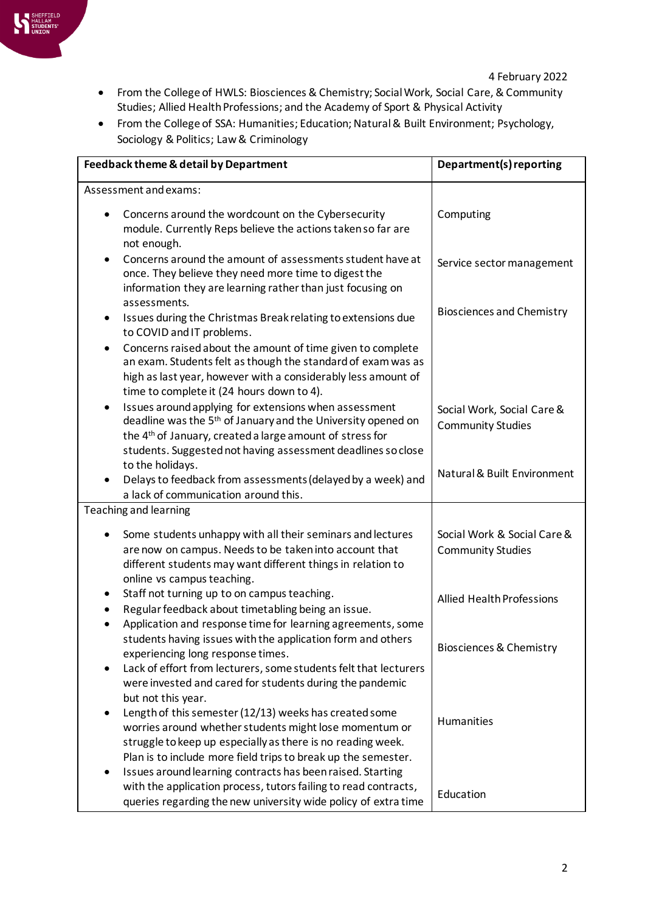4 February 2022

- From the College of HWLS: Biosciences & Chemistry; Social Work, Social Care, & Community Studies; Allied Health Professions; and the Academy of Sport & Physical Activity
- From the College of SSA: Humanities; Education; Natural & Built Environment; Psychology, Sociology & Politics; Law & Criminology

| Feedback theme & detail by Department | Department(s) reporting |
|---|---|
| Assessment and exams: | |
| • Concerns around the wordcount on the Cybersecurity module. Currently Reps believe the actions taken so far are not enough. | Computing |
| • Concerns around the amount of assessments student have at once. They believe they need more time to digest the information they are learning rather than just focusing on assessments. | Service sector management |
| • Issues during the Christmas Break relating to extensions due to COVID and IT problems.<br>• Concerns raised about the amount of time given to complete an exam. Students felt as though the standard of exam was as high as last year, however with a considerably less amount of time to complete it (24 hours down to 4). | Biosciences and Chemistry |
| • Issues around applying for extensions when assessment deadline was the 5th of January and the University opened on the 4th of January, created a large amount of stress for students. Suggested not having assessment deadlines so close to the holidays. | Social Work, Social Care & Community Studies |
| • Delays to feedback from assessments (delayed by a week) and a lack of communication around this. | Natural & Built Environment |
| Teaching and learning | |
| • Some students unhappy with all their seminars and lectures are now on campus. Needs to be taken into account that different students may want different things in relation to online vs campus teaching. | Social Work & Social Care & Community Studies |
| • Staff not turning up to on campus teaching.<br>• Regular feedback about timetabling being an issue. | Allied Health Professions |
| • Application and response time for learning agreements, some students having issues with the application form and others experiencing long response times.<br>• Lack of effort from lecturers, some students felt that lecturers were invested and cared for students during the pandemic but not this year. | Biosciences & Chemistry |
| • Length of this semester (12/13) weeks has created some worries around whether students might lose momentum or struggle to keep up especially as there is no reading week. Plan is to include more field trips to break up the semester. | Humanities |
| • Issues around learning contracts has been raised. Starting with the application process, tutors failing to read contracts, queries regarding the new university wide policy of extra time | Education |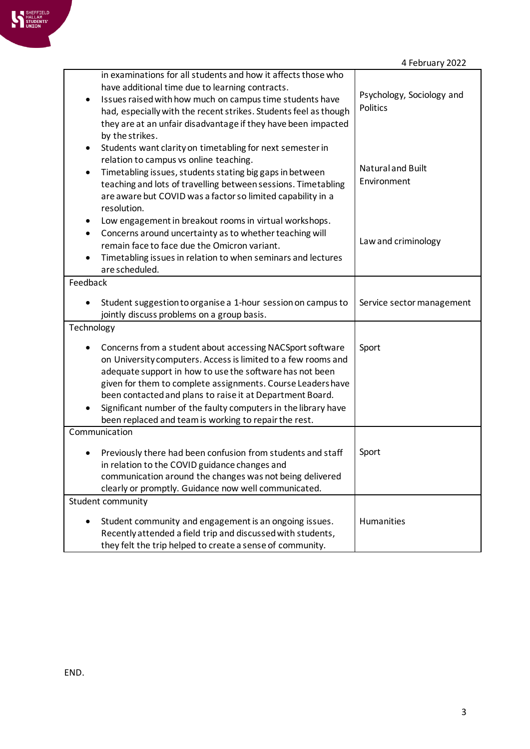4 February 2022

| | |
|---|---|
| in examinations for all students and how it affects those who have additional time due to learning contracts.<br>• Issues raised with how much on campus time students have had, especially with the recent strikes. Students feel as though they are at an unfair disadvantage if they have been impacted by the strikes.<br>• Students want clarity on timetabling for next semester in relation to campus vs online teaching.<br>• Timetabling issues, students stating big gaps in between teaching and lots of travelling between sessions. Timetabling are aware but COVID was a factor so limited capability in a resolution.<br>• Low engagement in breakout rooms in virtual workshops.<br>• Concerns around uncertainty as to whether teaching will remain face to face due the Omicron variant.<br>• Timetabling issues in relation to when seminars and lectures are scheduled. | Psychology, Sociology and Politics<br><br>Natural and Built Environment<br><br>Law and criminology |
| Feedback<br><br>• Student suggestion to organise a 1-hour session on campus to jointly discuss problems on a group basis. | Service sector management |
| Technology<br><br>• Concerns from a student about accessing NACSport software on University computers. Access is limited to a few rooms and adequate support in how to use the software has not been given for them to complete assignments. Course Leaders have been contacted and plans to raise it at Department Board.<br>• Significant number of the faulty computers in the library have been replaced and team is working to repair the rest. | Sport |
| Communication<br><br>• Previously there had been confusion from students and staff in relation to the COVID guidance changes and communication around the changes was not being delivered clearly or promptly. Guidance now well communicated. | Sport |
| Student community<br><br>• Student community and engagement is an ongoing issues. Recently attended a field trip and discussed with students, they felt the trip helped to create a sense of community. | Humanities |

END.